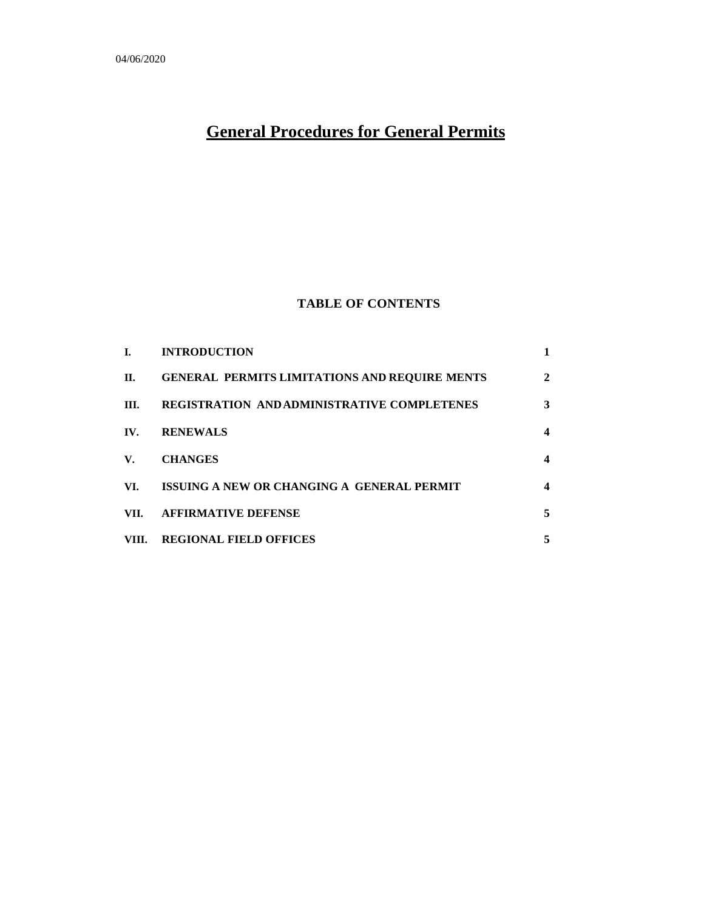04/06/2020

# General Procedures for General Permits

## TABLE OF CONTENTS

| | | |
|---|---|---|
| **I.** | **INTRODUCTION** | **1** |
| **II.** | **GENERAL PERMITS LIMITATIONS AND REQUIRE MENTS** | **2** |
| **III.** | **REGISTRATION AND ADMINISTRATIVE COMPLETENES** | **3** |
| **IV.** | **RENEWALS** | **4** |
| **V.** | **CHANGES** | **4** |
| **VI.** | **ISSUING A NEW OR CHANGING A GENERAL PERMIT** | **4** |
| **VII.** | **AFFIRMATIVE DEFENSE** | **5** |
| **VIII.** | **REGIONAL FIELD OFFICES** | **5** |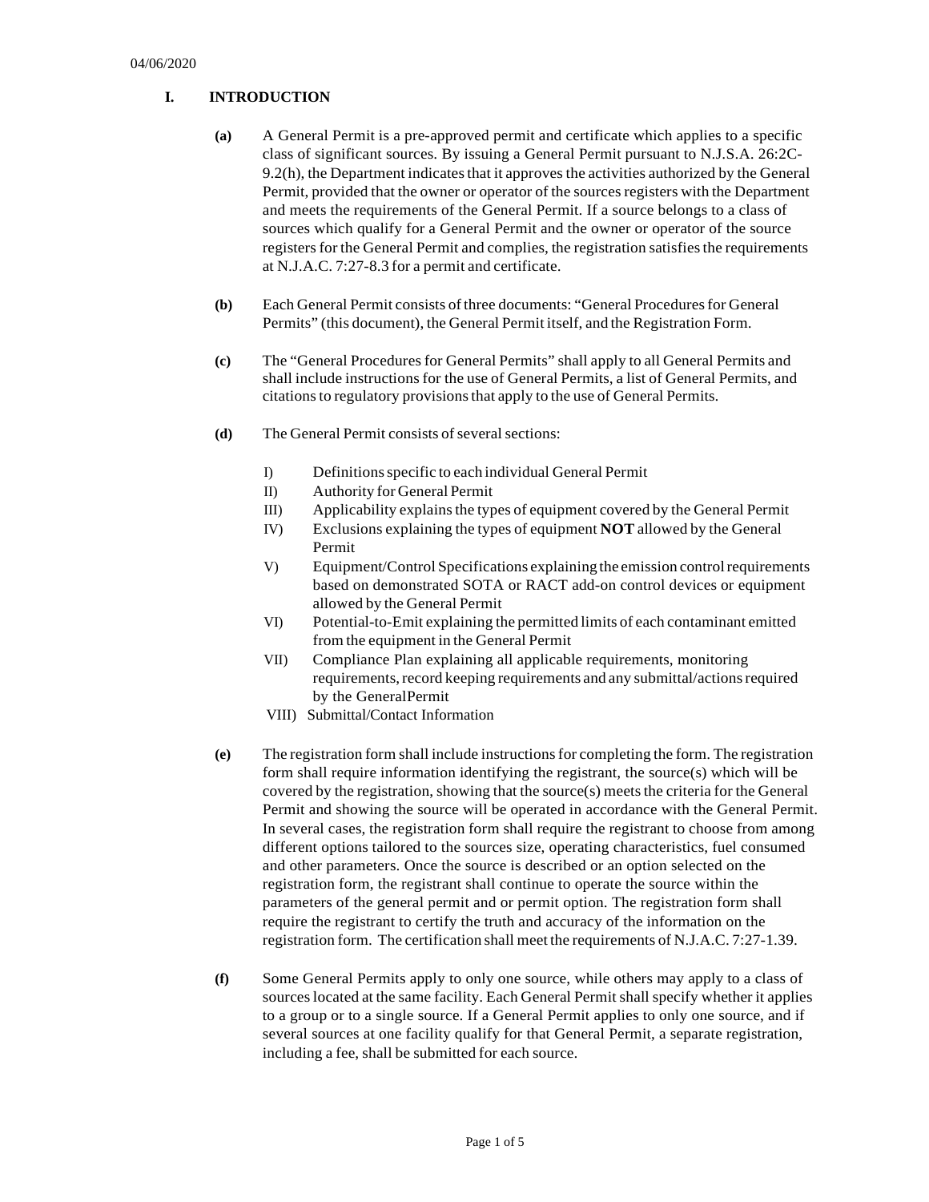## I. INTRODUCTION

**(a)** A General Permit is a pre-approved permit and certificate which applies to a specific class of significant sources. By issuing a General Permit pursuant to N.J.S.A. 26:2C-9.2(h), the Department indicates that it approves the activities authorized by the General Permit, provided that the owner or operator of the sources registers with the Department and meets the requirements of the General Permit. If a source belongs to a class of sources which qualify for a General Permit and the owner or operator of the source registers for the General Permit and complies, the registration satisfies the requirements at N.J.A.C. 7:27-8.3 for a permit and certificate.

**(b)** Each General Permit consists of three documents: "General Procedures for General Permits" (this document), the General Permit itself, and the Registration Form.

**(c)** The "General Procedures for General Permits" shall apply to all General Permits and shall include instructions for the use of General Permits, a list of General Permits, and citations to regulatory provisions that apply to the use of General Permits.

**(d)** The General Permit consists of several sections:

- I) Definitions specific to each individual General Permit
- II) Authority for General Permit
- III) Applicability explains the types of equipment covered by the General Permit
- IV) Exclusions explaining the types of equipment **NOT** allowed by the General Permit
- V) Equipment/Control Specifications explaining the emission control requirements based on demonstrated SOTA or RACT add-on control devices or equipment allowed by the General Permit
- VI) Potential-to-Emit explaining the permitted limits of each contaminant emitted from the equipment in the General Permit
- VII) Compliance Plan explaining all applicable requirements, monitoring requirements, record keeping requirements and any submittal/actions required by the GeneralPermit
- VIII) Submittal/Contact Information

**(e)** The registration form shall include instructions for completing the form. The registration form shall require information identifying the registrant, the source(s) which will be covered by the registration, showing that the source(s) meets the criteria for the General Permit and showing the source will be operated in accordance with the General Permit. In several cases, the registration form shall require the registrant to choose from among different options tailored to the sources size, operating characteristics, fuel consumed and other parameters. Once the source is described or an option selected on the registration form, the registrant shall continue to operate the source within the parameters of the general permit and or permit option. The registration form shall require the registrant to certify the truth and accuracy of the information on the registration form. The certification shall meet the requirements of N.J.A.C. 7:27-1.39.

**(f)** Some General Permits apply to only one source, while others may apply to a class of sources located at the same facility. Each General Permit shall specify whether it applies to a group or to a single source. If a General Permit applies to only one source, and if several sources at one facility qualify for that General Permit, a separate registration, including a fee, shall be submitted for each source.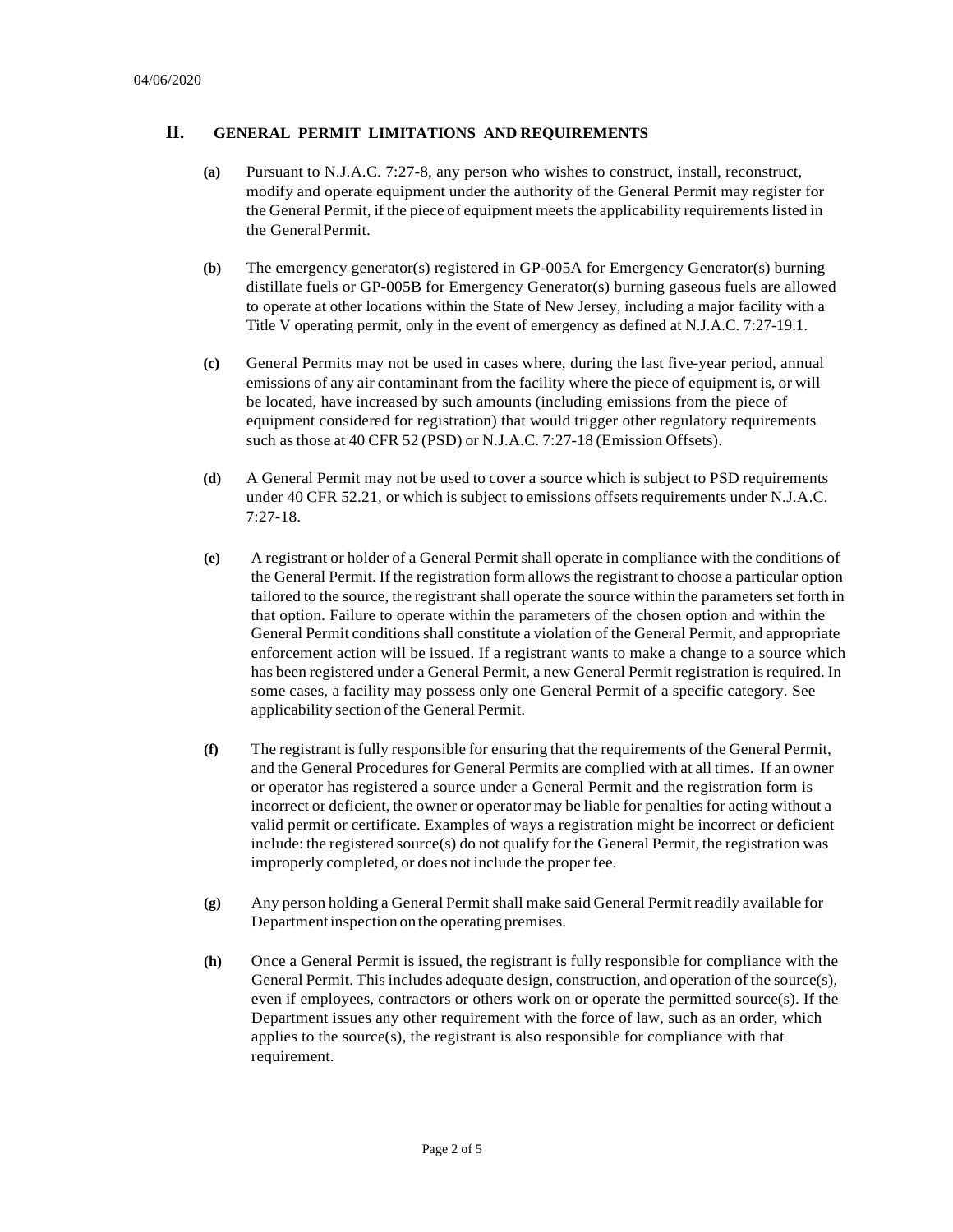## II. GENERAL PERMIT LIMITATIONS AND REQUIREMENTS

**(a)** Pursuant to N.J.A.C. 7:27-8, any person who wishes to construct, install, reconstruct, modify and operate equipment under the authority of the General Permit may register for the General Permit, if the piece of equipment meets the applicability requirements listed in the General Permit.

**(b)** The emergency generator(s) registered in GP-005A for Emergency Generator(s) burning distillate fuels or GP-005B for Emergency Generator(s) burning gaseous fuels are allowed to operate at other locations within the State of New Jersey, including a major facility with a Title V operating permit, only in the event of emergency as defined at N.J.A.C. 7:27-19.1.

**(c)** General Permits may not be used in cases where, during the last five-year period, annual emissions of any air contaminant from the facility where the piece of equipment is, or will be located, have increased by such amounts (including emissions from the piece of equipment considered for registration) that would trigger other regulatory requirements such as those at 40 CFR 52 (PSD) or N.J.A.C. 7:27-18 (Emission Offsets).

**(d)** A General Permit may not be used to cover a source which is subject to PSD requirements under 40 CFR 52.21, or which is subject to emissions offsets requirements under N.J.A.C. 7:27-18.

**(e)** A registrant or holder of a General Permit shall operate in compliance with the conditions of the General Permit. If the registration form allows the registrant to choose a particular option tailored to the source, the registrant shall operate the source within the parameters set forth in that option. Failure to operate within the parameters of the chosen option and within the General Permit conditions shall constitute a violation of the General Permit, and appropriate enforcement action will be issued. If a registrant wants to make a change to a source which has been registered under a General Permit, a new General Permit registration is required. In some cases, a facility may possess only one General Permit of a specific category. See applicability section of the General Permit.

**(f)** The registrant is fully responsible for ensuring that the requirements of the General Permit, and the General Procedures for General Permits are complied with at all times. If an owner or operator has registered a source under a General Permit and the registration form is incorrect or deficient, the owner or operator may be liable for penalties for acting without a valid permit or certificate. Examples of ways a registration might be incorrect or deficient include: the registered source(s) do not qualify for the General Permit, the registration was improperly completed, or does not include the proper fee.

**(g)** Any person holding a General Permit shall make said General Permit readily available for Department inspection on the operating premises.

**(h)** Once a General Permit is issued, the registrant is fully responsible for compliance with the General Permit. This includes adequate design, construction, and operation of the source(s), even if employees, contractors or others work on or operate the permitted source(s). If the Department issues any other requirement with the force of law, such as an order, which applies to the source(s), the registrant is also responsible for compliance with that requirement.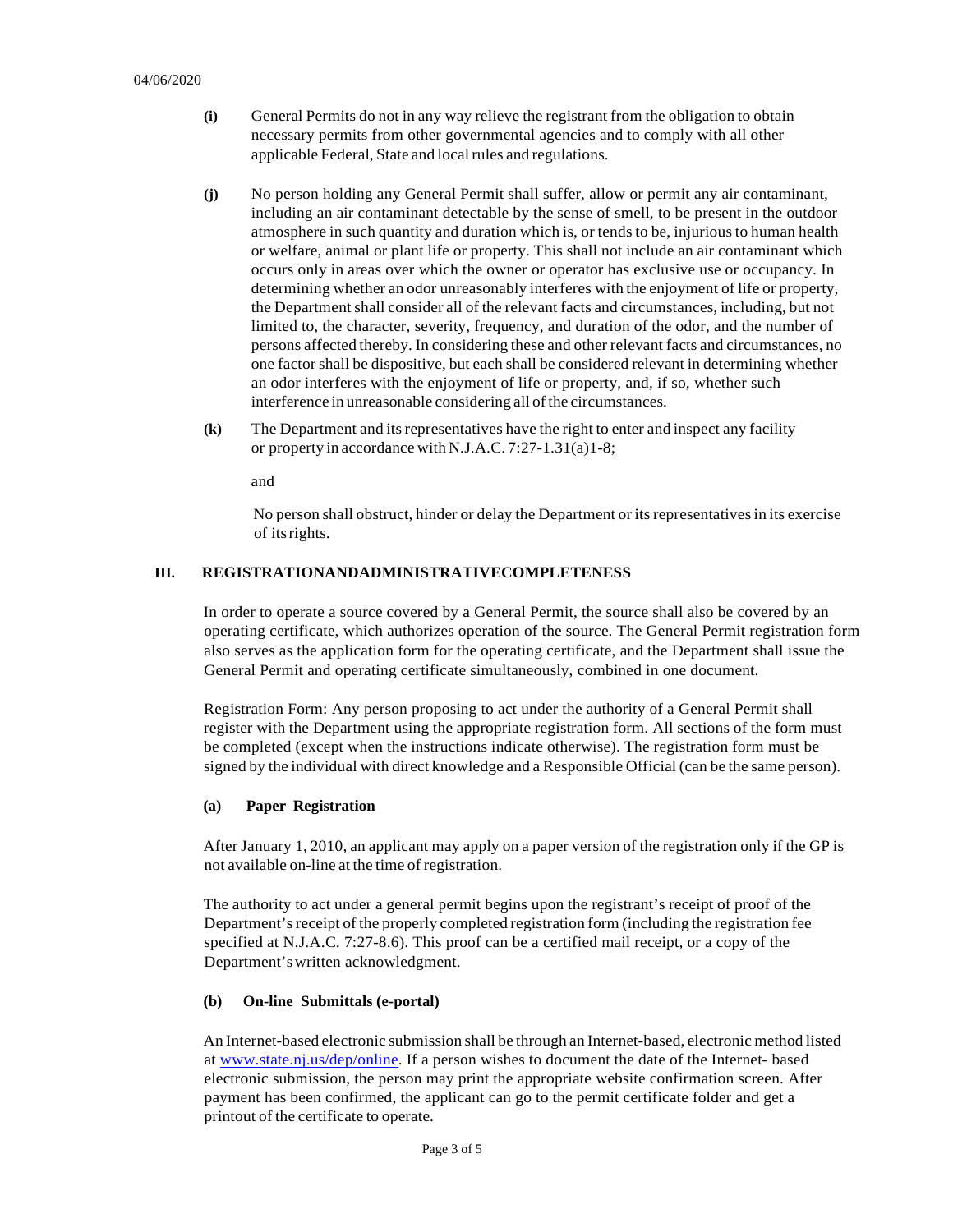- **(i)** General Permits do not in any way relieve the registrant from the obligation to obtain necessary permits from other governmental agencies and to comply with all other applicable Federal, State and local rules and regulations.

- **(j)** No person holding any General Permit shall suffer, allow or permit any air contaminant, including an air contaminant detectable by the sense of smell, to be present in the outdoor atmosphere in such quantity and duration which is, or tends to be, injurious to human health or welfare, animal or plant life or property. This shall not include an air contaminant which occurs only in areas over which the owner or operator has exclusive use or occupancy. In determining whether an odor unreasonably interferes with the enjoyment of life or property, the Department shall consider all of the relevant facts and circumstances, including, but not limited to, the character, severity, frequency, and duration of the odor, and the number of persons affected thereby. In considering these and other relevant facts and circumstances, no one factor shall be dispositive, but each shall be considered relevant in determining whether an odor interferes with the enjoyment of life or property, and, if so, whether such interference in unreasonable considering all of the circumstances.

- **(k)** The Department and its representatives have the right to enter and inspect any facility or property in accordance with N.J.A.C. 7:27-1.31(a)1-8;

  and

  No person shall obstruct, hinder or delay the Department or its representatives in its exercise of its rights.

## III. REGISTRATIONANDADMINISTRATIVECOMPLETENESS

In order to operate a source covered by a General Permit, the source shall also be covered by an operating certificate, which authorizes operation of the source. The General Permit registration form also serves as the application form for the operating certificate, and the Department shall issue the General Permit and operating certificate simultaneously, combined in one document.

Registration Form: Any person proposing to act under the authority of a General Permit shall register with the Department using the appropriate registration form. All sections of the form must be completed (except when the instructions indicate otherwise). The registration form must be signed by the individual with direct knowledge and a Responsible Official (can be the same person).

### (a) Paper Registration

After January 1, 2010, an applicant may apply on a paper version of the registration only if the GP is not available on-line at the time of registration.

The authority to act under a general permit begins upon the registrant's receipt of proof of the Department's receipt of the properly completed registration form (including the registration fee specified at N.J.A.C. 7:27-8.6). This proof can be a certified mail receipt, or a copy of the Department's written acknowledgment.

### (b) On-line Submittals (e-portal)

An Internet-based electronic submission shall be through an Internet-based, electronic method listed at [www.state.nj.us/dep/online](www.state.nj.us/dep/online). If a person wishes to document the date of the Internet- based electronic submission, the person may print the appropriate website confirmation screen. After payment has been confirmed, the applicant can go to the permit certificate folder and get a printout of the certificate to operate.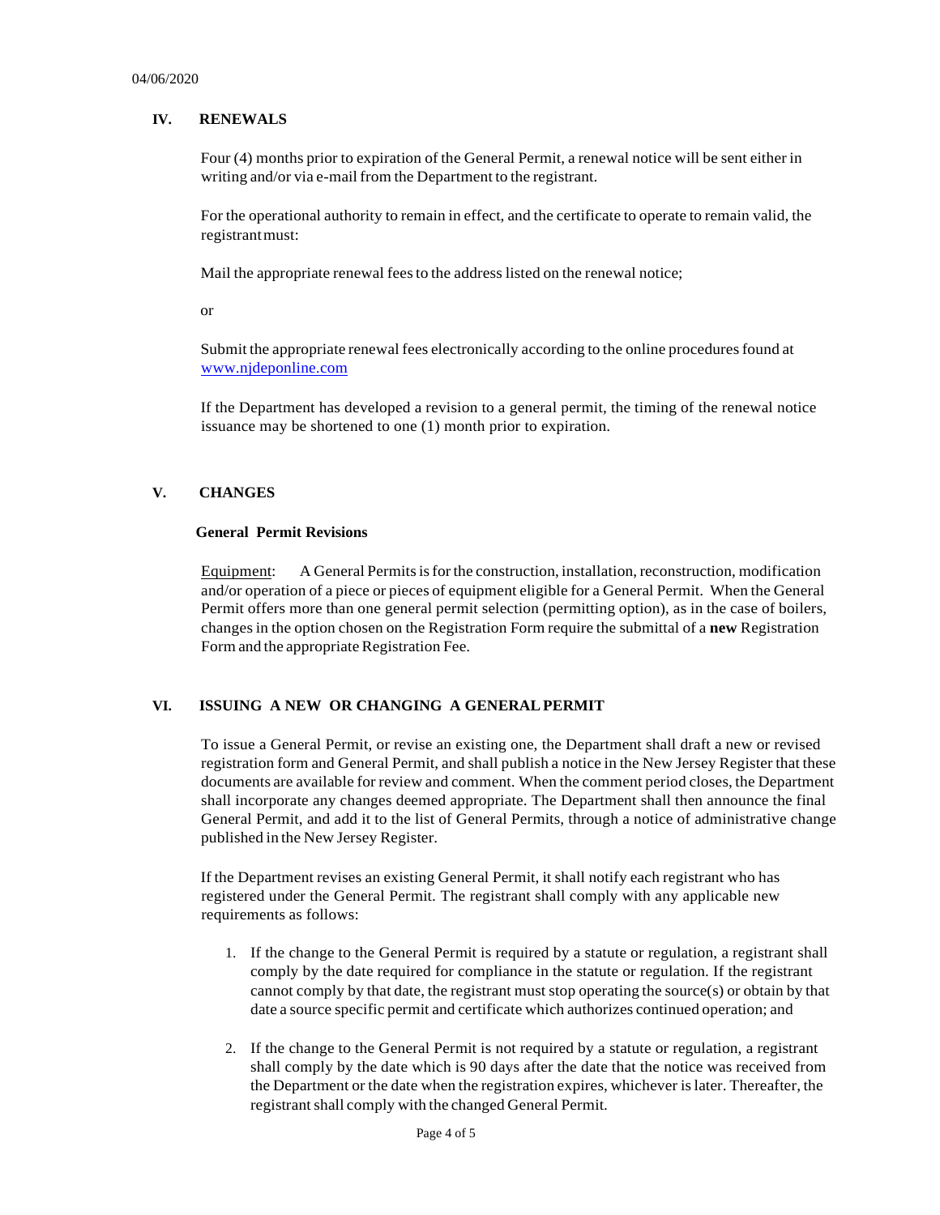## IV. RENEWALS

Four (4) months prior to expiration of the General Permit, a renewal notice will be sent either in writing and/or via e-mail from the Department to the registrant.

For the operational authority to remain in effect, and the certificate to operate to remain valid, the registrant must:

Mail the appropriate renewal fees to the address listed on the renewal notice;

or

Submit the appropriate renewal fees electronically according to the online procedures found at www.njdeponline.com

If the Department has developed a revision to a general permit, the timing of the renewal notice issuance may be shortened to one (1) month prior to expiration.

## V. CHANGES

### General Permit Revisions

Equipment: A General Permits is for the construction, installation, reconstruction, modification and/or operation of a piece or pieces of equipment eligible for a General Permit. When the General Permit offers more than one general permit selection (permitting option), as in the case of boilers, changes in the option chosen on the Registration Form require the submittal of a **new** Registration Form and the appropriate Registration Fee.

## VI. ISSUING A NEW OR CHANGING A GENERAL PERMIT

To issue a General Permit, or revise an existing one, the Department shall draft a new or revised registration form and General Permit, and shall publish a notice in the New Jersey Register that these documents are available for review and comment. When the comment period closes, the Department shall incorporate any changes deemed appropriate. The Department shall then announce the final General Permit, and add it to the list of General Permits, through a notice of administrative change published in the New Jersey Register.

If the Department revises an existing General Permit, it shall notify each registrant who has registered under the General Permit. The registrant shall comply with any applicable new requirements as follows:

1. If the change to the General Permit is required by a statute or regulation, a registrant shall comply by the date required for compliance in the statute or regulation. If the registrant cannot comply by that date, the registrant must stop operating the source(s) or obtain by that date a source specific permit and certificate which authorizes continued operation; and

2. If the change to the General Permit is not required by a statute or regulation, a registrant shall comply by the date which is 90 days after the date that the notice was received from the Department or the date when the registration expires, whichever is later. Thereafter, the registrant shall comply with the changed General Permit.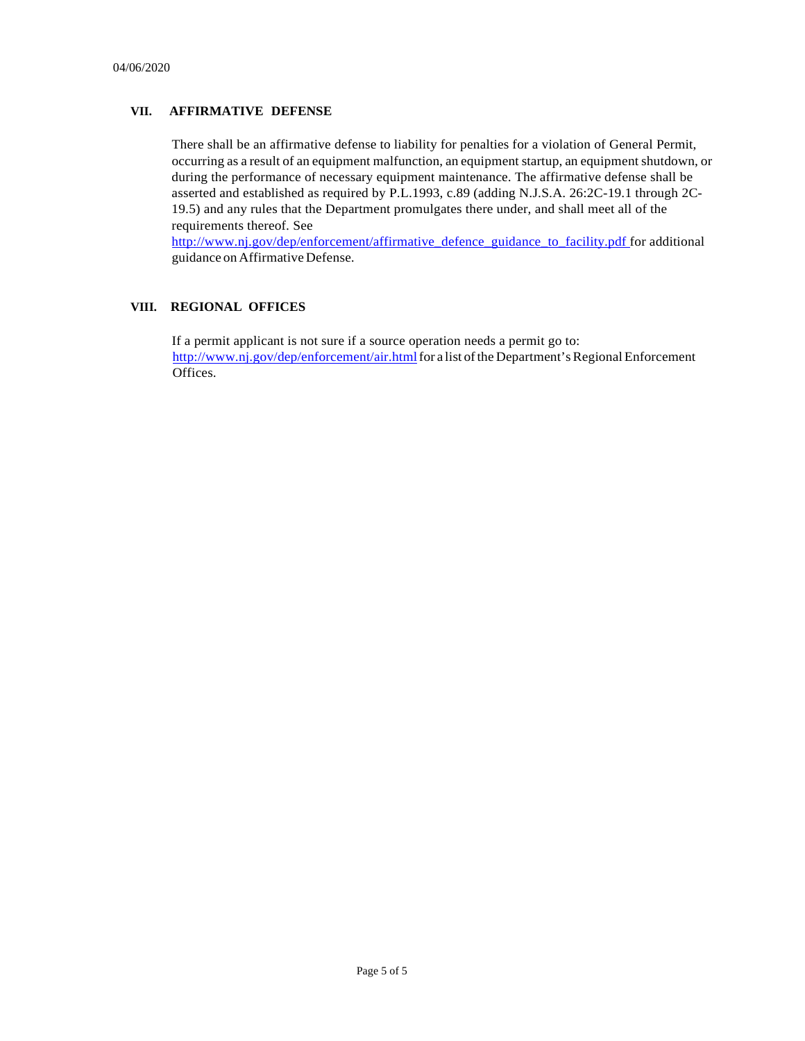## VII. AFFIRMATIVE DEFENSE

There shall be an affirmative defense to liability for penalties for a violation of General Permit, occurring as a result of an equipment malfunction, an equipment startup, an equipment shutdown, or during the performance of necessary equipment maintenance. The affirmative defense shall be asserted and established as required by P.L.1993, c.89 (adding N.J.S.A. 26:2C-19.1 through 2C-19.5) and any rules that the Department promulgates there under, and shall meet all of the requirements thereof. See http://www.nj.gov/dep/enforcement/affirmative_defence_guidance_to_facility.pdf for additional guidance on Affirmative Defense.

## VIII. REGIONAL OFFICES

If a permit applicant is not sure if a source operation needs a permit go to: http://www.nj.gov/dep/enforcement/air.html for a list of the Department's Regional Enforcement Offices.